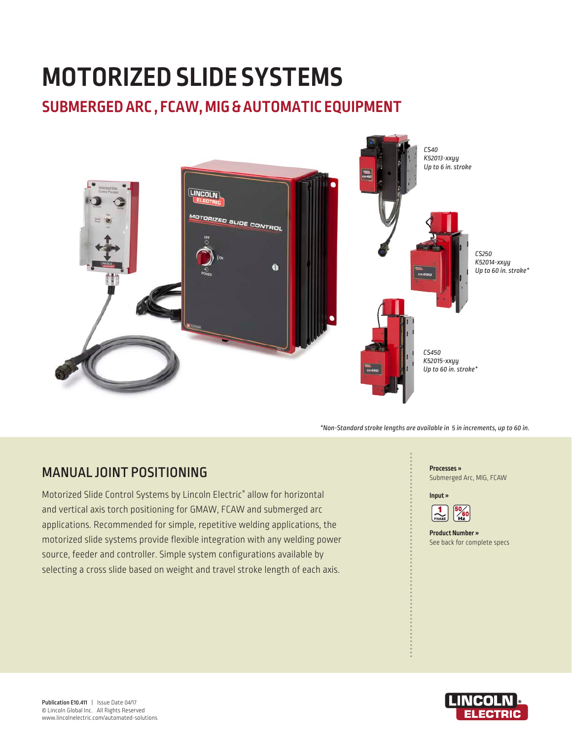# MOTORIZED SLIDE SYSTEMS

## SUBMERGED ARC, FCAW, MIG & AUTOMATIC EQUIPMENT

*CS40*
*K52013-xxyy*
*Up to 6 in. stroke*

*CS250*
*K52014-xxyy*
*Up to 60 in. stroke**

*CS450*
*K52015-xxyy*
*Up to 60 in. stroke**

**Non-Standard stroke lengths are available in 5 in increments, up to 60 in.*

## MANUAL JOINT POSITIONING

Motorized Slide Control Systems by Lincoln Electric® allow for horizontal and vertical axis torch positioning for GMAW, FCAW and submerged arc applications. Recommended for simple, repetitive welding applications, the motorized slide systems provide flexible integration with any welding power source, feeder and controller. Simple system configurations available by selecting a cross slide based on weight and travel stroke length of each axis.

**Processes »**
Submerged Arc, MIG, FCAW

**Input »**
1 PHASE, 50/60 Hz

**Product Number »**
See back for complete specs

**Publication E10.411** | Issue Date 04/17
© Lincoln Global Inc. All Rights Reserved
www.lincolnelectric.com/automated-solutions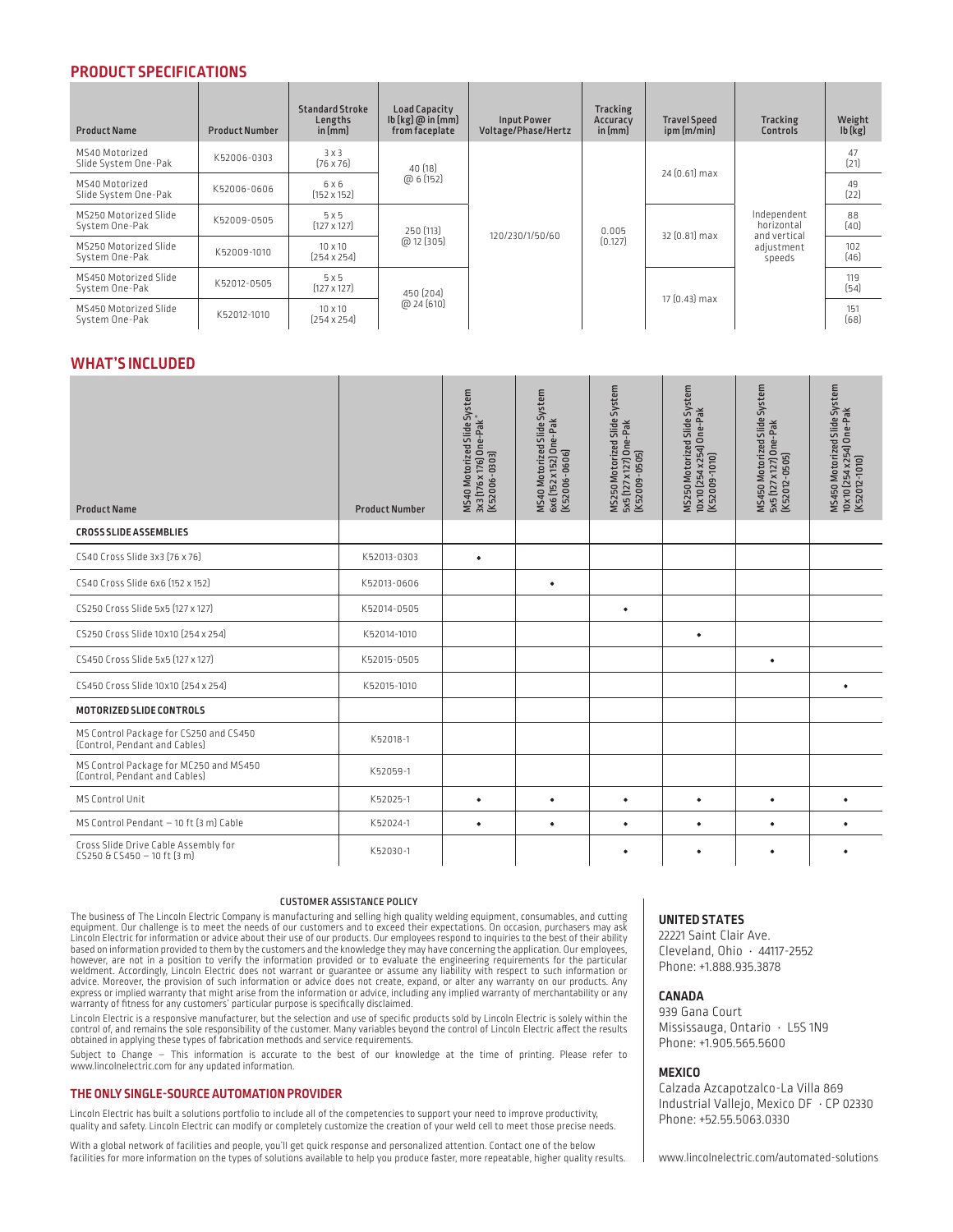## PRODUCT SPECIFICATIONS

| Product Name | Product Number | Standard Stroke Lengths in (mm) | Load Capacity lb (kg) @ in (mm) from faceplate | Input Power Voltage/Phase/Hertz | Tracking Accuracy in (mm) | Travel Speed ipm (m/min) | Tracking Controls | Weight lb (kg) |
|---|---|---|---|---|---|---|---|---|
| MS40 Motorized Slide System One-Pak | K52006-0303 | 3 x 3 (76 x 76) | 40 (18) @ 6 (152) | 120/230/1/50/60 | 0.005 (0.127) | 24 (0.61) max | Independent horizontal and vertical adjustment speeds | 47 (21) |
| MS40 Motorized Slide System One-Pak | K52006-0606 | 6 x 6 (152 x 152) | | | | | | 49 (22) |
| MS250 Motorized Slide System One-Pak | K52009-0505 | 5 x 5 (127 x 127) | 250 (113) @ 12 (305) | | | 32 (0.81) max | | 88 (40) |
| MS250 Motorized Slide System One-Pak | K52009-1010 | 10 x 10 (254 x 254) | | | | | | 102 (46) |
| MS450 Motorized Slide System One-Pak | K52012-0505 | 5 x 5 (127 x 127) | 450 (204) @ 24 (610) | | | 17 (0.43) max | | 119 (54) |
| MS450 Motorized Slide System One-Pak | K52012-1010 | 10 x 10 (254 x 254) | | | | | | 151 (68) |

## WHAT'S INCLUDED

| Product Name | Product Number | MS40 Motorized Slide System 3x3 (76 x 76) One-Pak® (K52006-0303) | MS40 Motorized Slide System 6x6 (152 x 152) One-Pak (K52006-0606) | MS250 Motorized Slide System 5x5 (127 x 127) One-Pak (K52009-0505) | MS250 Motorized Slide System 10x10 (254 x 254) One-Pak (K52009-1010) | MS450 Motorized Slide System 5x5 (127 x 127) One-Pak (K52012-0505) | MS450 Motorized Slide System 10x10 (254 x 254) One-Pak (K52012-1010) |
|---|---|---|---|---|---|---|---|
| **CROSS SLIDE ASSEMBLIES** | | | | | | | |
| CS40 Cross Slide 3x3 (76 x 76) | K52013-0303 | • | | | | | |
| CS40 Cross Slide 6x6 (152 x 152) | K52013-0606 | | • | | | | |
| CS250 Cross Slide 5x5 (127 x 127) | K52014-0505 | | | • | | | |
| CS250 Cross Slide 10x10 (254 x 254) | K52014-1010 | | | | • | | |
| CS450 Cross Slide 5x5 (127 x 127) | K52015-0505 | | | | | • | |
| CS450 Cross Slide 10x10 (254 x 254) | K52015-1010 | | | | | | • |
| **MOTORIZED SLIDE CONTROLS** | | | | | | | |
| MS Control Package for CS250 and CS450 (Control, Pendant and Cables) | K52018-1 | | | | | | |
| MS Control Package for MC250 and MS450 (Control, Pendant and Cables) | K52059-1 | | | | | | |
| MS Control Unit | K52025-1 | • | • | • | • | • | • |
| MS Control Pendant – 10 ft (3 m) Cable | K52024-1 | • | • | • | • | • | • |
| Cross Slide Drive Cable Assembly for CS250 & CS450 – 10 ft (3 m) | K52030-1 | | | • | • | • | • |

CUSTOMER ASSISTANCE POLICY

The business of The Lincoln Electric Company is manufacturing and selling high quality welding equipment, consumables, and cutting equipment. Our challenge is to meet the needs of our customers and to exceed their expectations. On occasion, purchasers may ask Lincoln Electric for information or advice about their use of our products. Our employees respond to inquiries to the best of their ability based on information provided to them by the customers and the knowledge they may have concerning the application. Our employees, however, are not in a position to verify the information provided or to evaluate the engineering requirements for the particular weldment. Accordingly, Lincoln Electric does not warrant or guarantee or assume any liability with respect to such information or advice. Moreover, the provision of such information or advice does not create, expand, or alter any warranty on our products. Any express or implied warranty that might arise from the information or advice, including any implied warranty of merchantability or any warranty of fitness for any customers' particular purpose is specifically disclaimed.

Lincoln Electric is a responsive manufacturer, but the selection and use of specific products sold by Lincoln Electric is solely within the control of, and remains the sole responsibility of the customer. Many variables beyond the control of Lincoln Electric affect the results obtained in applying these types of fabrication methods and service requirements.

Subject to Change – This information is accurate to the best of our knowledge at the time of printing. Please refer to www.lincolnelectric.com for any updated information.

### THE ONLY SINGLE-SOURCE AUTOMATION PROVIDER

Lincoln Electric has built a solutions portfolio to include all of the competencies to support your need to improve productivity, quality and safety. Lincoln Electric can modify or completely customize the creation of your weld cell to meet those precise needs.

With a global network of facilities and people, you'll get quick response and personalized attention. Contact one of the below facilities for more information on the types of solutions available to help you produce faster, more repeatable, higher quality results.

### UNITED STATES

22221 Saint Clair Ave.
Cleveland, Ohio · 44117-2552
Phone: +1.888.935.3878

### CANADA

939 Gana Court
Mississauga, Ontario · L5S 1N9
Phone: +1.905.565.5600

### MEXICO

Calzada Azcapotzalco-La Villa 869
Industrial Vallejo, Mexico DF · CP 02330
Phone: +52.55.5063.0330

www.lincolnelectric.com/automated-solutions